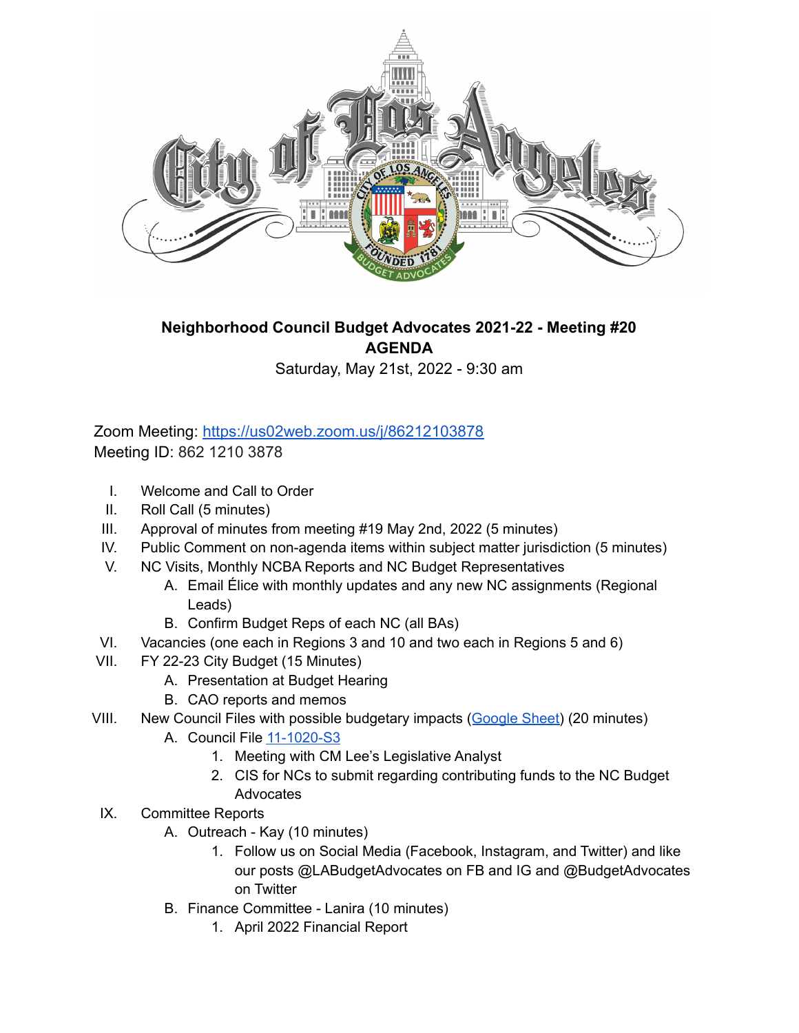**Neighborhood Council Budget Advocates 2021-22 - Meeting #20**
**AGENDA**
Saturday, May 21st, 2022 - 9:30 am

Zoom Meeting: [https://us02web.zoom.us/j/86212103878](https://us02web.zoom.us/j/86212103878)
Meeting ID: 862 1210 3878

I. Welcome and Call to Order
II. Roll Call (5 minutes)
III. Approval of minutes from meeting #19 May 2nd, 2022 (5 minutes)
IV. Public Comment on non-agenda items within subject matter jurisdiction (5 minutes)
V. NC Visits, Monthly NCBA Reports and NC Budget Representatives
   A. Email Élice with monthly updates and any new NC assignments (Regional Leads)
   B. Confirm Budget Reps of each NC (all BAs)
VI. Vacancies (one each in Regions 3 and 10 and two each in Regions 5 and 6)
VII. FY 22-23 City Budget (15 Minutes)
   A. Presentation at Budget Hearing
   B. CAO reports and memos
VIII. New Council Files with possible budgetary impacts (Google Sheet) (20 minutes)
   A. Council File 11-1020-S3
      1. Meeting with CM Lee's Legislative Analyst
      2. CIS for NCs to submit regarding contributing funds to the NC Budget Advocates
IX. Committee Reports
   A. Outreach - Kay (10 minutes)
      1. Follow us on Social Media (Facebook, Instagram, and Twitter) and like our posts @LABudgetAdvocates on FB and IG and @BudgetAdvocates on Twitter
   B. Finance Committee - Lanira (10 minutes)
      1. April 2022 Financial Report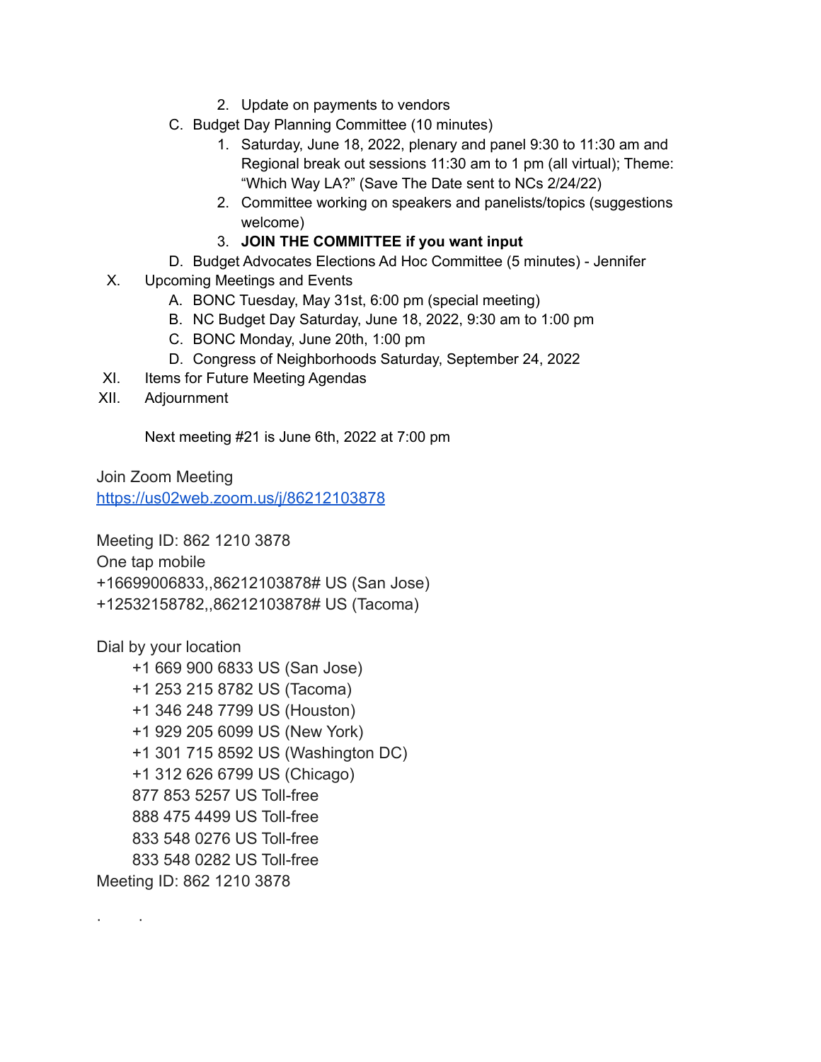2. Update on payments to vendors

C. Budget Day Planning Committee (10 minutes)

1. Saturday, June 18, 2022, plenary and panel 9:30 to 11:30 am and Regional break out sessions 11:30 am to 1 pm (all virtual); Theme: "Which Way LA?" (Save The Date sent to NCs 2/24/22)
2. Committee working on speakers and panelists/topics (suggestions welcome)
3. **JOIN THE COMMITTEE if you want input**

D. Budget Advocates Elections Ad Hoc Committee (5 minutes) - Jennifer

X. Upcoming Meetings and Events

A. BONC Tuesday, May 31st, 6:00 pm (special meeting)

B. NC Budget Day Saturday, June 18, 2022, 9:30 am to 1:00 pm

C. BONC Monday, June 20th, 1:00 pm

D. Congress of Neighborhoods Saturday, September 24, 2022

XI. Items for Future Meeting Agendas

XII. Adjournment

Next meeting #21 is June 6th, 2022 at 7:00 pm

Join Zoom Meeting
https://us02web.zoom.us/j/86212103878

Meeting ID: 862 1210 3878
One tap mobile
+16699006833,,86212103878# US (San Jose)
+12532158782,,86212103878# US (Tacoma)

Dial by your location
+1 669 900 6833 US (San Jose)
+1 253 215 8782 US (Tacoma)
+1 346 248 7799 US (Houston)
+1 929 205 6099 US (New York)
+1 301 715 8592 US (Washington DC)
+1 312 626 6799 US (Chicago)
877 853 5257 US Toll-free
888 475 4499 US Toll-free
833 548 0276 US Toll-free
833 548 0282 US Toll-free
Meeting ID: 862 1210 3878